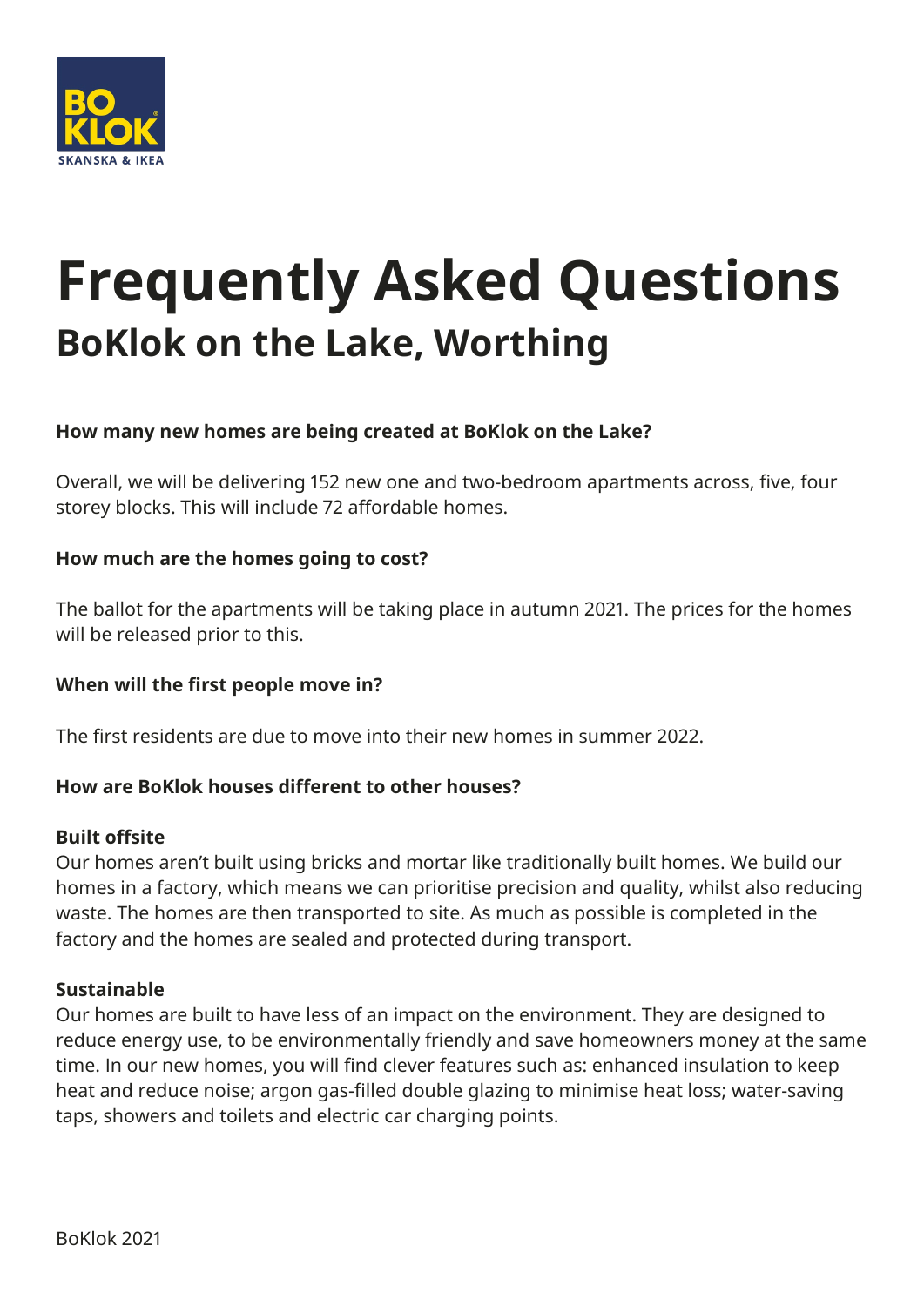# Frequently Asked Questions

## BoKlok on the Lake, Worthing

**How many new homes are being created at BoKlok on the Lake?**

Overall, we will be delivering 152 new one and two-bedroom apartments across, five, four storey blocks. This will include 72 affordable homes.

**How much are the homes going to cost?**

The ballot for the apartments will be taking place in autumn 2021. The prices for the homes will be released prior to this.

**When will the first people move in?**

The first residents are due to move into their new homes in summer 2022.

**How are BoKlok houses different to other houses?**

**Built offsite**
Our homes aren't built using bricks and mortar like traditionally built homes. We build our homes in a factory, which means we can prioritise precision and quality, whilst also reducing waste. The homes are then transported to site. As much as possible is completed in the factory and the homes are sealed and protected during transport.

**Sustainable**
Our homes are built to have less of an impact on the environment. They are designed to reduce energy use, to be environmentally friendly and save homeowners money at the same time. In our new homes, you will find clever features such as: enhanced insulation to keep heat and reduce noise; argon gas-filled double glazing to minimise heat loss; water-saving taps, showers and toilets and electric car charging points.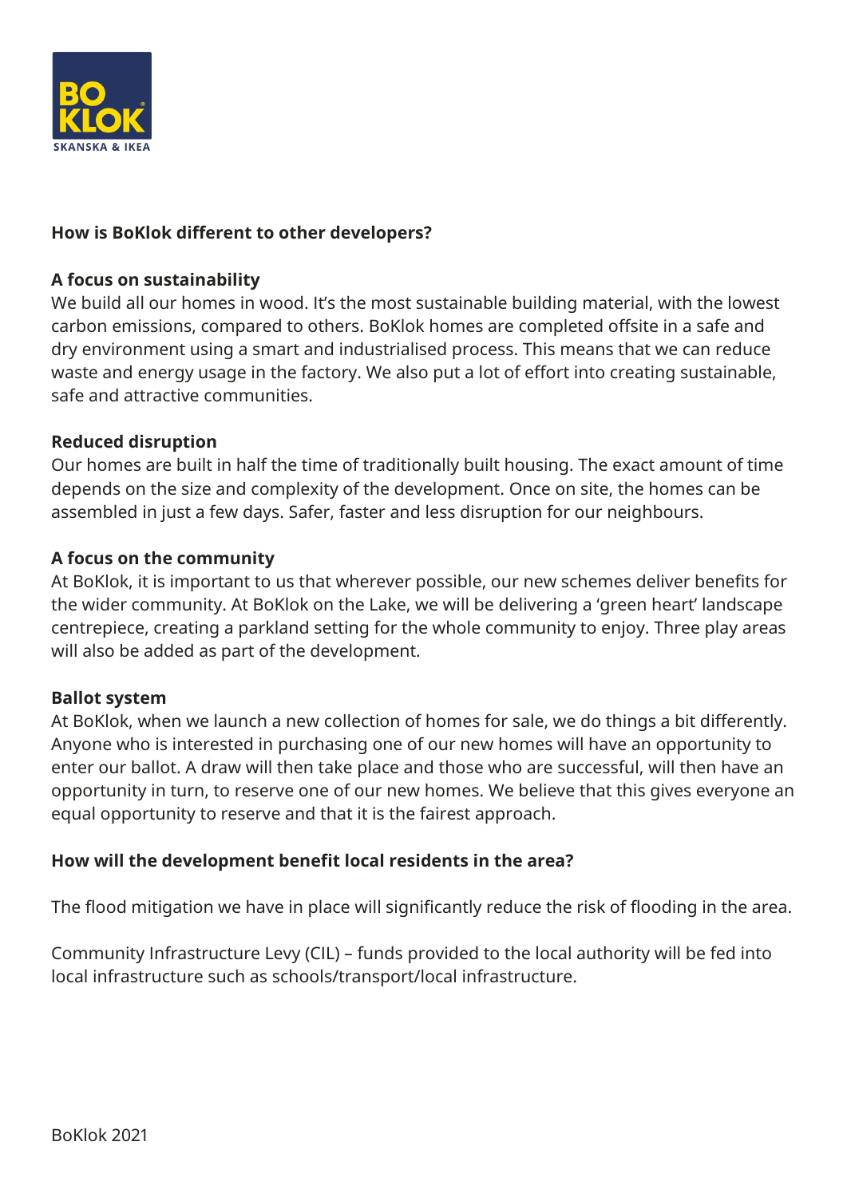**How is BoKlok different to other developers?**

**A focus on sustainability**
We build all our homes in wood. It's the most sustainable building material, with the lowest carbon emissions, compared to others. BoKlok homes are completed offsite in a safe and dry environment using a smart and industrialised process. This means that we can reduce waste and energy usage in the factory. We also put a lot of effort into creating sustainable, safe and attractive communities.

**Reduced disruption**
Our homes are built in half the time of traditionally built housing. The exact amount of time depends on the size and complexity of the development. Once on site, the homes can be assembled in just a few days. Safer, faster and less disruption for our neighbours.

**A focus on the community**
At BoKlok, it is important to us that wherever possible, our new schemes deliver benefits for the wider community. At BoKlok on the Lake, we will be delivering a 'green heart' landscape centrepiece, creating a parkland setting for the whole community to enjoy. Three play areas will also be added as part of the development.

**Ballot system**
At BoKlok, when we launch a new collection of homes for sale, we do things a bit differently. Anyone who is interested in purchasing one of our new homes will have an opportunity to enter our ballot. A draw will then take place and those who are successful, will then have an opportunity in turn, to reserve one of our new homes. We believe that this gives everyone an equal opportunity to reserve and that it is the fairest approach.

**How will the development benefit local residents in the area?**

The flood mitigation we have in place will significantly reduce the risk of flooding in the area.

Community Infrastructure Levy (CIL) – funds provided to the local authority will be fed into local infrastructure such as schools/transport/local infrastructure.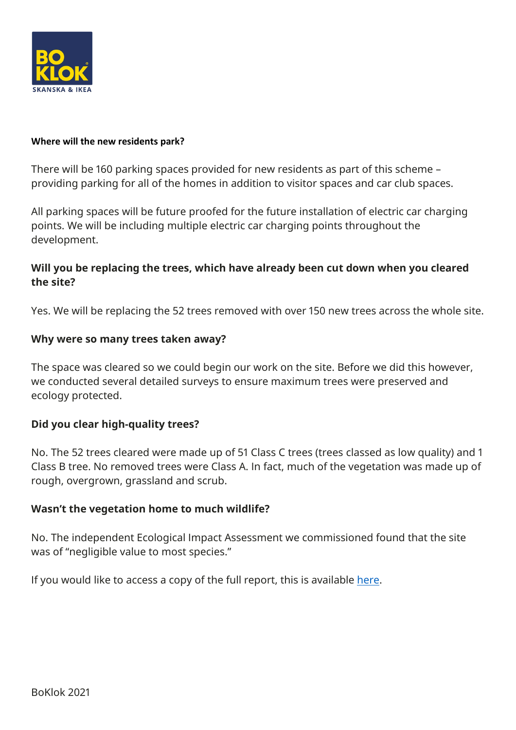**Where will the new residents park?**

There will be 160 parking spaces provided for new residents as part of this scheme – providing parking for all of the homes in addition to visitor spaces and car club spaces.

All parking spaces will be future proofed for the future installation of electric car charging points. We will be including multiple electric car charging points throughout the development.

**Will you be replacing the trees, which have already been cut down when you cleared the site?**

Yes. We will be replacing the 52 trees removed with over 150 new trees across the whole site.

**Why were so many trees taken away?**

The space was cleared so we could begin our work on the site. Before we did this however, we conducted several detailed surveys to ensure maximum trees were preserved and ecology protected.

**Did you clear high-quality trees?**

No. The 52 trees cleared were made up of 51 Class C trees (trees classed as low quality) and 1 Class B tree. No removed trees were Class A. In fact, much of the vegetation was made up of rough, overgrown, grassland and scrub.

**Wasn't the vegetation home to much wildlife?**

No. The independent Ecological Impact Assessment we commissioned found that the site was of "negligible value to most species."

If you would like to access a copy of the full report, this is available here.